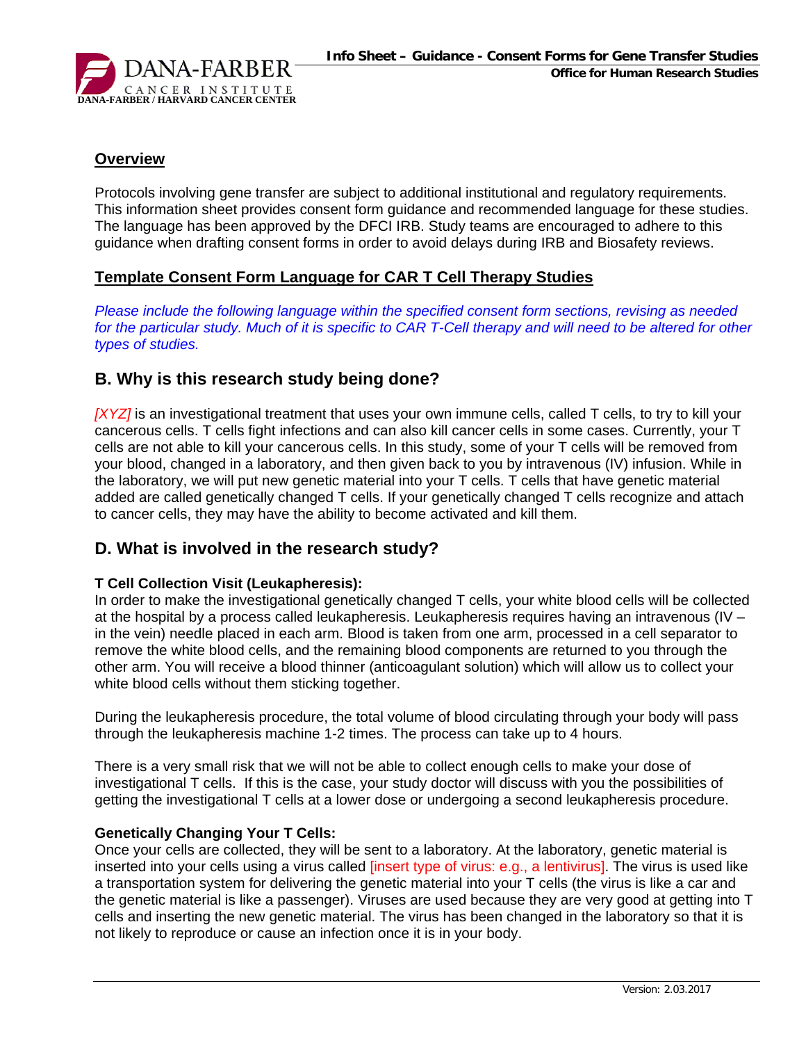## Overview

Protocols involving gene transfer are subject to additional institutional and regulatory requirements. This information sheet provides consent form guidance and recommended language for these studies. The language has been approved by the DFCI IRB. Study teams are encouraged to adhere to this guidance when drafting consent forms in order to avoid delays during IRB and Biosafety reviews.

## Template Consent Form Language for CAR T Cell Therapy Studies

*Please include the following language within the specified consent form sections, revising as needed for the particular study. Much of it is specific to CAR T-Cell therapy and will need to be altered for other types of studies.*

## B. Why is this research study being done?

*[XYZ]* is an investigational treatment that uses your own immune cells, called T cells, to try to kill your cancerous cells. T cells fight infections and can also kill cancer cells in some cases. Currently, your T cells are not able to kill your cancerous cells. In this study, some of your T cells will be removed from your blood, changed in a laboratory, and then given back to you by intravenous (IV) infusion. While in the laboratory, we will put new genetic material into your T cells. T cells that have genetic material added are called genetically changed T cells. If your genetically changed T cells recognize and attach to cancer cells, they may have the ability to become activated and kill them.

## D. What is involved in the research study?

**T Cell Collection Visit (Leukapheresis):**
In order to make the investigational genetically changed T cells, your white blood cells will be collected at the hospital by a process called leukapheresis. Leukapheresis requires having an intravenous (IV – in the vein) needle placed in each arm. Blood is taken from one arm, processed in a cell separator to remove the white blood cells, and the remaining blood components are returned to you through the other arm. You will receive a blood thinner (anticoagulant solution) which will allow us to collect your white blood cells without them sticking together.

During the leukapheresis procedure, the total volume of blood circulating through your body will pass through the leukapheresis machine 1-2 times. The process can take up to 4 hours.

There is a very small risk that we will not be able to collect enough cells to make your dose of investigational T cells. If this is the case, your study doctor will discuss with you the possibilities of getting the investigational T cells at a lower dose or undergoing a second leukapheresis procedure.

**Genetically Changing Your T Cells:**
Once your cells are collected, they will be sent to a laboratory. At the laboratory, genetic material is inserted into your cells using a virus called [insert type of virus: e.g., a lentivirus]. The virus is used like a transportation system for delivering the genetic material into your T cells (the virus is like a car and the genetic material is like a passenger). Viruses are used because they are very good at getting into T cells and inserting the new genetic material. The virus has been changed in the laboratory so that it is not likely to reproduce or cause an infection once it is in your body.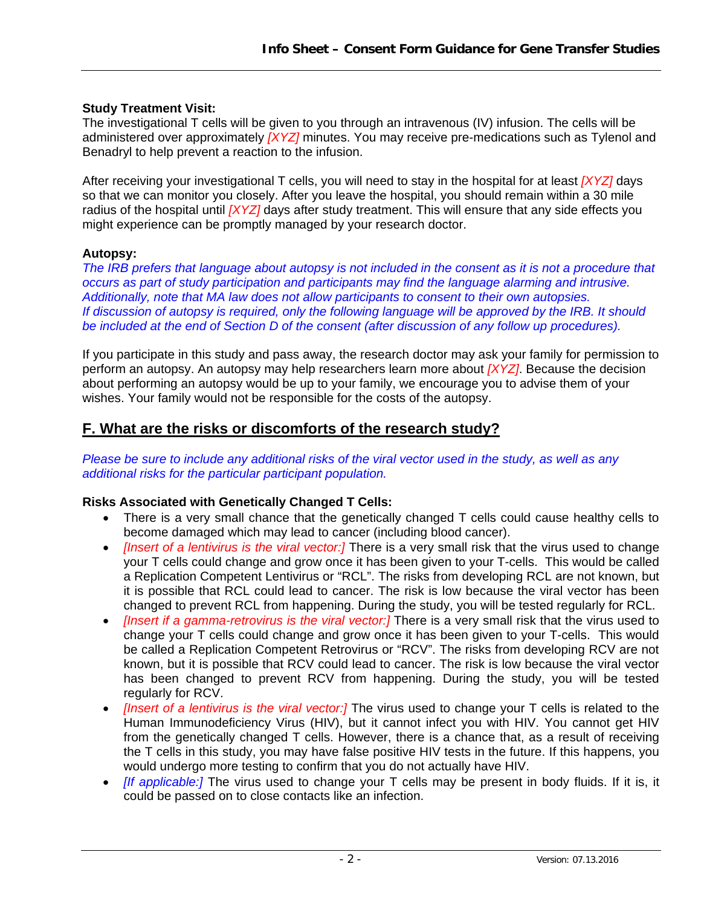**Study Treatment Visit:**
The investigational T cells will be given to you through an intravenous (IV) infusion. The cells will be administered over approximately *[XYZ]* minutes. You may receive pre-medications such as Tylenol and Benadryl to help prevent a reaction to the infusion.

After receiving your investigational T cells, you will need to stay in the hospital for at least *[XYZ]* days so that we can monitor you closely. After you leave the hospital, you should remain within a 30 mile radius of the hospital until *[XYZ]* days after study treatment. This will ensure that any side effects you might experience can be promptly managed by your research doctor.

**Autopsy:**
*The IRB prefers that language about autopsy is not included in the consent as it is not a procedure that occurs as part of study participation and participants may find the language alarming and intrusive. Additionally, note that MA law does not allow participants to consent to their own autopsies.*
*If discussion of autopsy is required, only the following language will be approved by the IRB. It should be included at the end of Section D of the consent (after discussion of any follow up procedures).*

If you participate in this study and pass away, the research doctor may ask your family for permission to perform an autopsy. An autopsy may help researchers learn more about *[XYZ]*. Because the decision about performing an autopsy would be up to your family, we encourage you to advise them of your wishes. Your family would not be responsible for the costs of the autopsy.

## F. What are the risks or discomforts of the research study?

*Please be sure to include any additional risks of the viral vector used in the study, as well as any additional risks for the particular participant population.*

**Risks Associated with Genetically Changed T Cells:**

- There is a very small chance that the genetically changed T cells could cause healthy cells to become damaged which may lead to cancer (including blood cancer).
- *[Insert of a lentivirus is the viral vector:]* There is a very small risk that the virus used to change your T cells could change and grow once it has been given to your T-cells. This would be called a Replication Competent Lentivirus or "RCL". The risks from developing RCL are not known, but it is possible that RCL could lead to cancer. The risk is low because the viral vector has been changed to prevent RCL from happening. During the study, you will be tested regularly for RCL.
- *[Insert if a gamma-retrovirus is the viral vector:]* There is a very small risk that the virus used to change your T cells could change and grow once it has been given to your T-cells. This would be called a Replication Competent Retrovirus or "RCV". The risks from developing RCV are not known, but it is possible that RCV could lead to cancer. The risk is low because the viral vector has been changed to prevent RCV from happening. During the study, you will be tested regularly for RCV.
- *[Insert of a lentivirus is the viral vector:]* The virus used to change your T cells is related to the Human Immunodeficiency Virus (HIV), but it cannot infect you with HIV. You cannot get HIV from the genetically changed T cells. However, there is a chance that, as a result of receiving the T cells in this study, you may have false positive HIV tests in the future. If this happens, you would undergo more testing to confirm that you do not actually have HIV.
- *[If applicable:]* The virus used to change your T cells may be present in body fluids. If it is, it could be passed on to close contacts like an infection.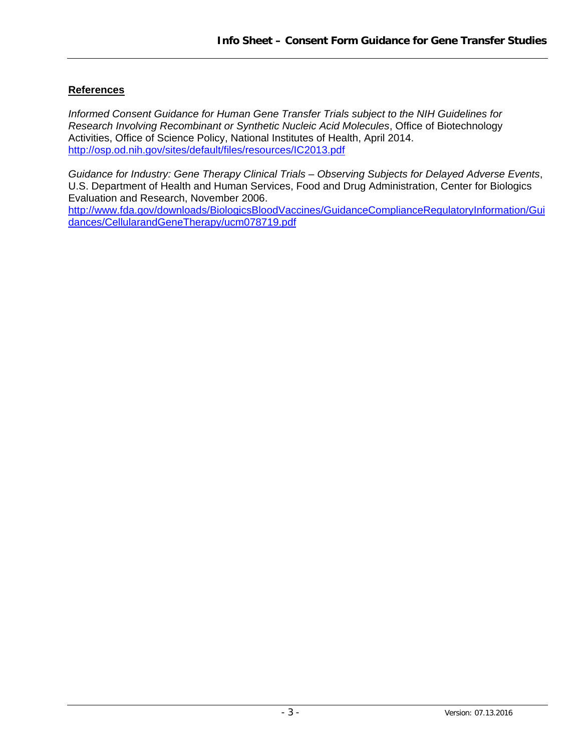## References

*Informed Consent Guidance for Human Gene Transfer Trials subject to the NIH Guidelines for Research Involving Recombinant or Synthetic Nucleic Acid Molecules*, Office of Biotechnology Activities, Office of Science Policy, National Institutes of Health, April 2014. http://osp.od.nih.gov/sites/default/files/resources/IC2013.pdf

*Guidance for Industry: Gene Therapy Clinical Trials – Observing Subjects for Delayed Adverse Events*, U.S. Department of Health and Human Services, Food and Drug Administration, Center for Biologics Evaluation and Research, November 2006. http://www.fda.gov/downloads/BiologicsBloodVaccines/GuidanceComplianceRegulatoryInformation/Guidances/CellularandGeneTherapy/ucm078719.pdf